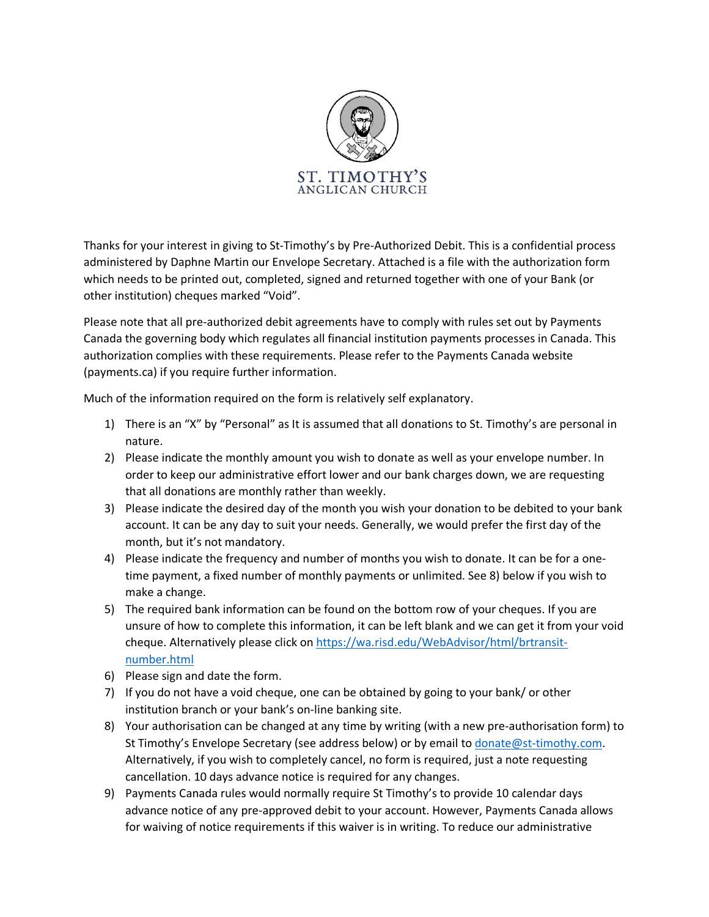ST. TIMOTHY'S
ANGLICAN CHURCH

Thanks for your interest in giving to St-Timothy's by Pre-Authorized Debit. This is a confidential process administered by Daphne Martin our Envelope Secretary. Attached is a file with the authorization form which needs to be printed out, completed, signed and returned together with one of your Bank (or other institution) cheques marked "Void".

Please note that all pre-authorized debit agreements have to comply with rules set out by Payments Canada the governing body which regulates all financial institution payments processes in Canada. This authorization complies with these requirements. Please refer to the Payments Canada website (payments.ca) if you require further information.

Much of the information required on the form is relatively self explanatory.

1) There is an "X" by "Personal" as It is assumed that all donations to St. Timothy's are personal in nature.
2) Please indicate the monthly amount you wish to donate as well as your envelope number. In order to keep our administrative effort lower and our bank charges down, we are requesting that all donations are monthly rather than weekly.
3) Please indicate the desired day of the month you wish your donation to be debited to your bank account. It can be any day to suit your needs. Generally, we would prefer the first day of the month, but it's not mandatory.
4) Please indicate the frequency and number of months you wish to donate. It can be for a one-time payment, a fixed number of monthly payments or unlimited. See 8) below if you wish to make a change.
5) The required bank information can be found on the bottom row of your cheques. If you are unsure of how to complete this information, it can be left blank and we can get it from your void cheque. Alternatively please click on [https://wa.risd.edu/WebAdvisor/html/brtransit-number.html](https://wa.risd.edu/WebAdvisor/html/brtransit-number.html)
6) Please sign and date the form.
7) If you do not have a void cheque, one can be obtained by going to your bank/ or other institution branch or your bank's on-line banking site.
8) Your authorisation can be changed at any time by writing (with a new pre-authorisation form) to St Timothy's Envelope Secretary (see address below) or by email to [donate@st-timothy.com](mailto:donate@st-timothy.com). Alternatively, if you wish to completely cancel, no form is required, just a note requesting cancellation. 10 days advance notice is required for any changes.
9) Payments Canada rules would normally require St Timothy's to provide 10 calendar days advance notice of any pre-approved debit to your account. However, Payments Canada allows for waiving of notice requirements if this waiver is in writing. To reduce our administrative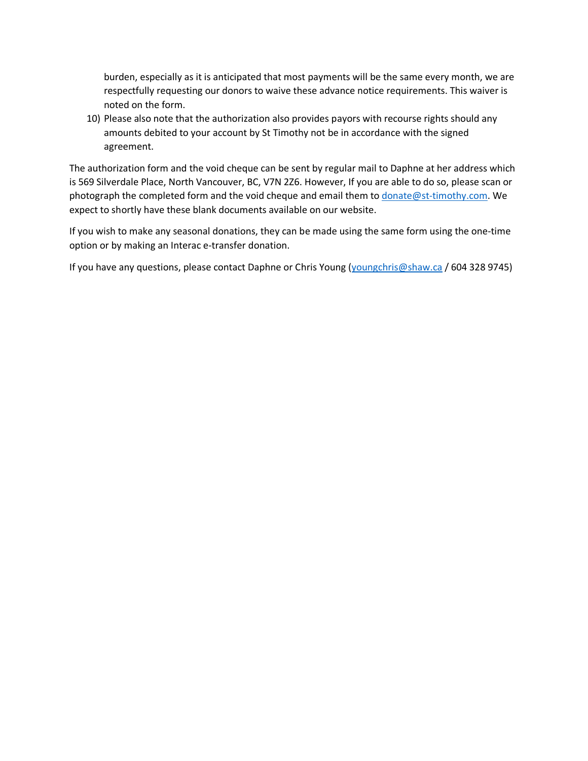burden, especially as it is anticipated that most payments will be the same every month, we are respectfully requesting our donors to waive these advance notice requirements. This waiver is noted on the form.

10) Please also note that the authorization also provides payors with recourse rights should any amounts debited to your account by St Timothy not be in accordance with the signed agreement.

The authorization form and the void cheque can be sent by regular mail to Daphne at her address which is 569 Silverdale Place, North Vancouver, BC, V7N 2Z6. However, If you are able to do so, please scan or photograph the completed form and the void cheque and email them to donate@st-timothy.com. We expect to shortly have these blank documents available on our website.

If you wish to make any seasonal donations, they can be made using the same form using the one-time option or by making an Interac e-transfer donation.

If you have any questions, please contact Daphne or Chris Young (youngchris@shaw.ca / 604 328 9745)